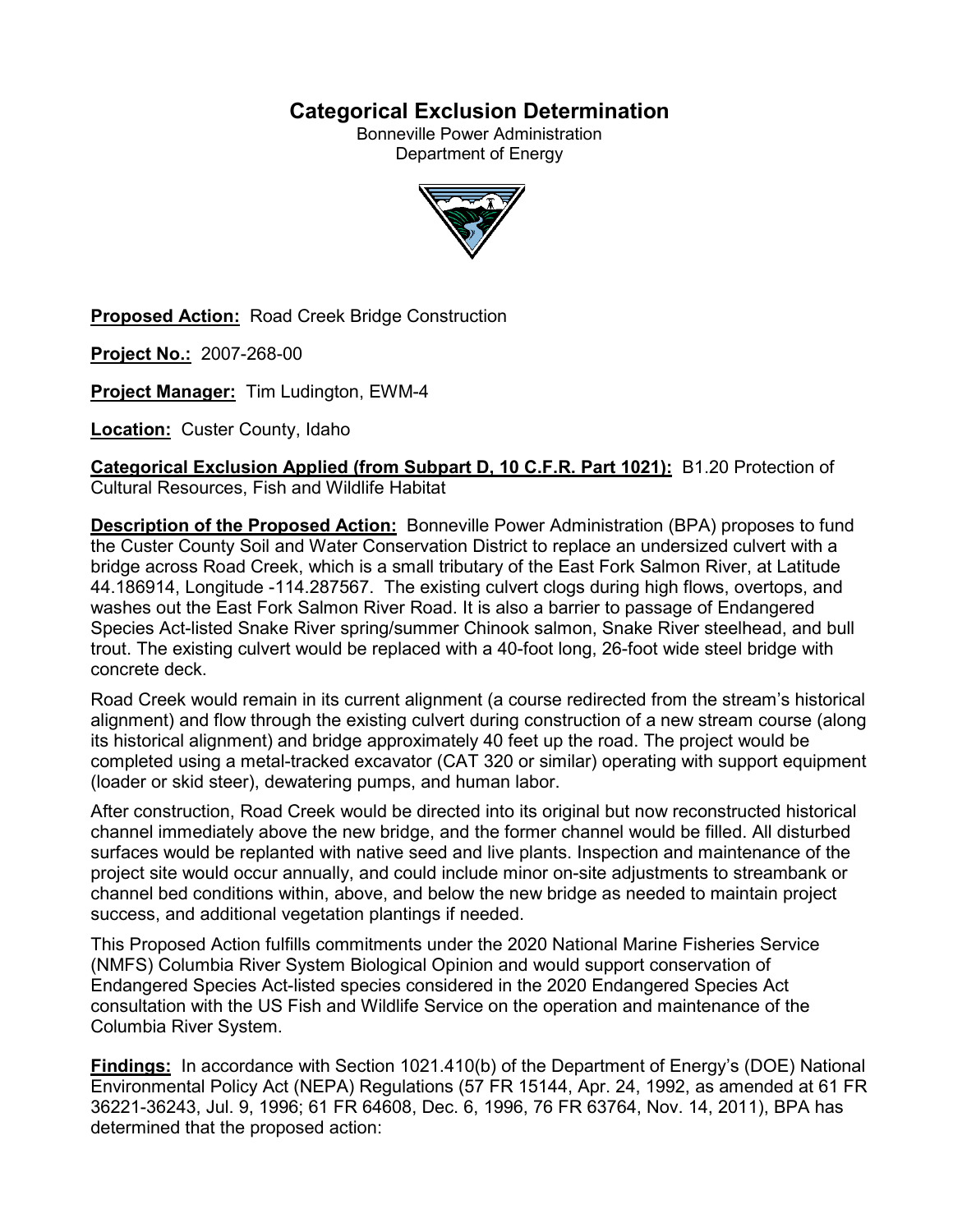# Categorical Exclusion Determination

Bonneville Power Administration
Department of Energy

**Proposed Action:** Road Creek Bridge Construction

**Project No.:** 2007-268-00

**Project Manager:** Tim Ludington, EWM-4

**Location:** Custer County, Idaho

**Categorical Exclusion Applied (from Subpart D, 10 C.F.R. Part 1021):** B1.20 Protection of Cultural Resources, Fish and Wildlife Habitat

**Description of the Proposed Action:** Bonneville Power Administration (BPA) proposes to fund the Custer County Soil and Water Conservation District to replace an undersized culvert with a bridge across Road Creek, which is a small tributary of the East Fork Salmon River, at Latitude 44.186914, Longitude -114.287567. The existing culvert clogs during high flows, overtops, and washes out the East Fork Salmon River Road. It is also a barrier to passage of Endangered Species Act-listed Snake River spring/summer Chinook salmon, Snake River steelhead, and bull trout. The existing culvert would be replaced with a 40-foot long, 26-foot wide steel bridge with concrete deck.

Road Creek would remain in its current alignment (a course redirected from the stream's historical alignment) and flow through the existing culvert during construction of a new stream course (along its historical alignment) and bridge approximately 40 feet up the road. The project would be completed using a metal-tracked excavator (CAT 320 or similar) operating with support equipment (loader or skid steer), dewatering pumps, and human labor.

After construction, Road Creek would be directed into its original but now reconstructed historical channel immediately above the new bridge, and the former channel would be filled. All disturbed surfaces would be replanted with native seed and live plants. Inspection and maintenance of the project site would occur annually, and could include minor on-site adjustments to streambank or channel bed conditions within, above, and below the new bridge as needed to maintain project success, and additional vegetation plantings if needed.

This Proposed Action fulfills commitments under the 2020 National Marine Fisheries Service (NMFS) Columbia River System Biological Opinion and would support conservation of Endangered Species Act-listed species considered in the 2020 Endangered Species Act consultation with the US Fish and Wildlife Service on the operation and maintenance of the Columbia River System.

**Findings:** In accordance with Section 1021.410(b) of the Department of Energy's (DOE) National Environmental Policy Act (NEPA) Regulations (57 FR 15144, Apr. 24, 1992, as amended at 61 FR 36221-36243, Jul. 9, 1996; 61 FR 64608, Dec. 6, 1996, 76 FR 63764, Nov. 14, 2011), BPA has determined that the proposed action: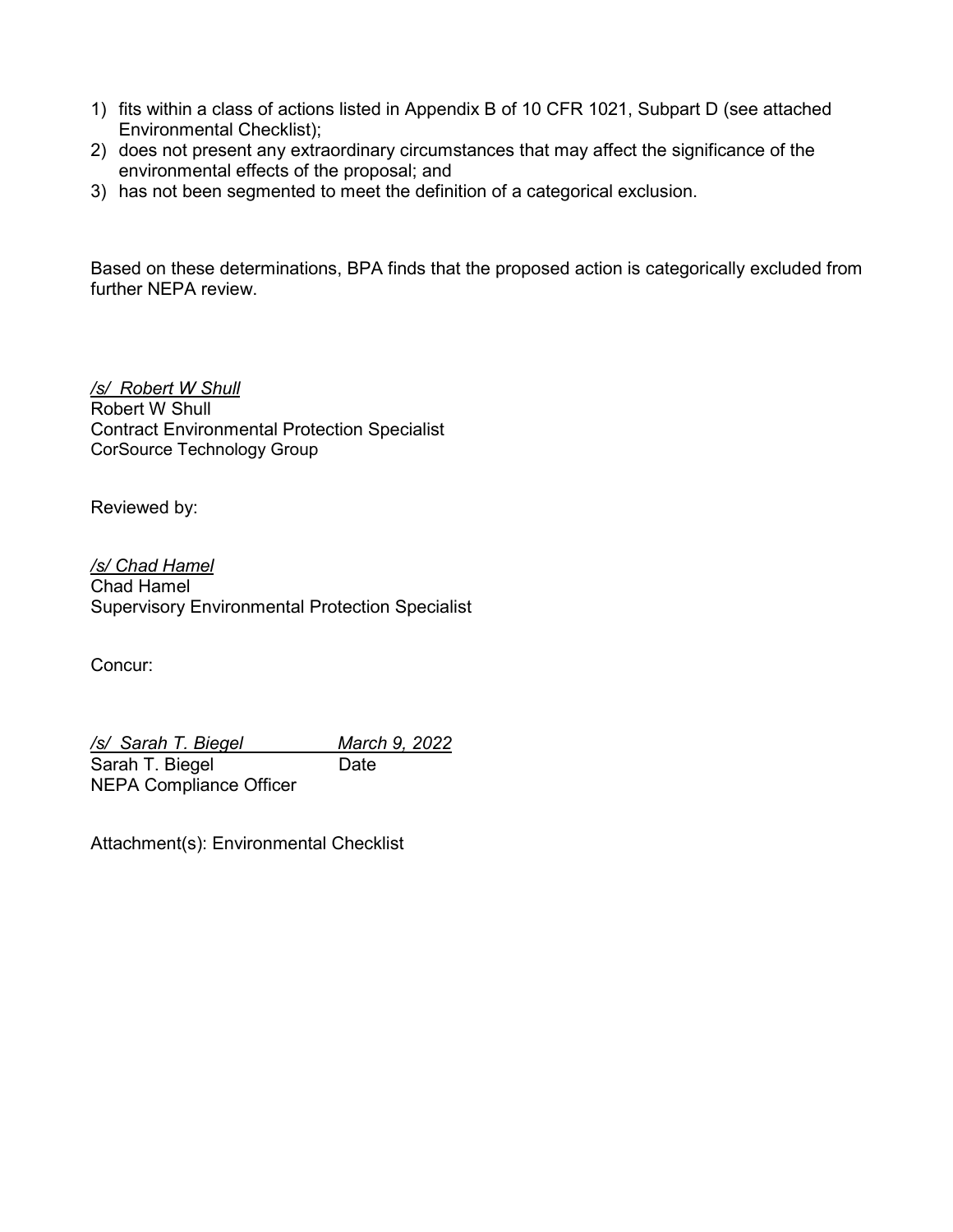1) fits within a class of actions listed in Appendix B of 10 CFR 1021, Subpart D (see attached Environmental Checklist);
2) does not present any extraordinary circumstances that may affect the significance of the environmental effects of the proposal; and
3) has not been segmented to meet the definition of a categorical exclusion.

Based on these determinations, BPA finds that the proposed action is categorically excluded from further NEPA review.

*/s/ Robert W Shull*
Robert W Shull
Contract Environmental Protection Specialist
CorSource Technology Group

Reviewed by:

*/s/ Chad Hamel*
Chad Hamel
Supervisory Environmental Protection Specialist

Concur:

*/s/ Sarah T. Biegel* *March 9, 2022*
Sarah T. Biegel Date
NEPA Compliance Officer

Attachment(s): Environmental Checklist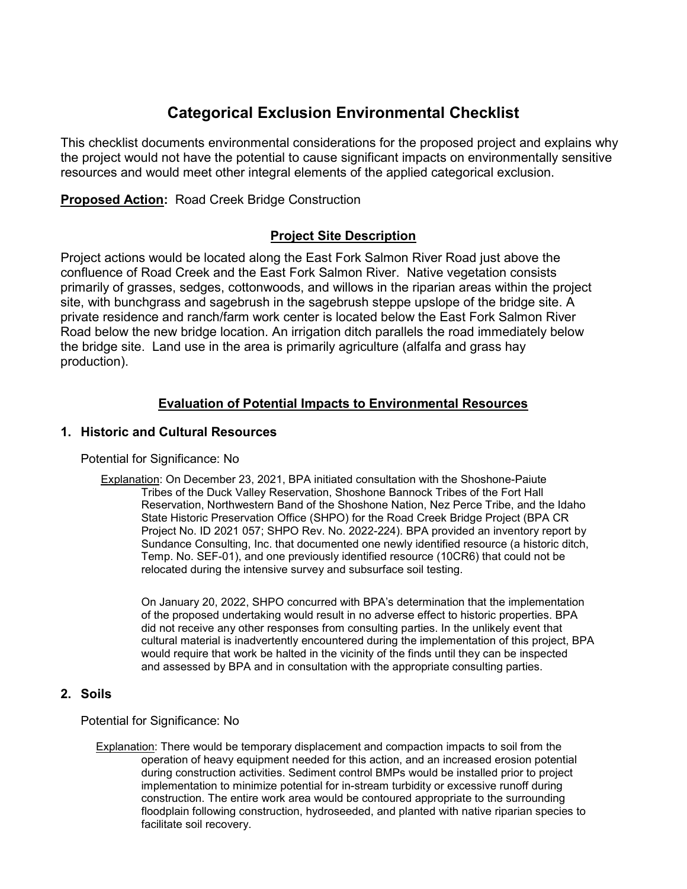# Categorical Exclusion Environmental Checklist

This checklist documents environmental considerations for the proposed project and explains why the project would not have the potential to cause significant impacts on environmentally sensitive resources and would meet other integral elements of the applied categorical exclusion.

**Proposed Action:** Road Creek Bridge Construction

## Project Site Description

Project actions would be located along the East Fork Salmon River Road just above the confluence of Road Creek and the East Fork Salmon River. Native vegetation consists primarily of grasses, sedges, cottonwoods, and willows in the riparian areas within the project site, with bunchgrass and sagebrush in the sagebrush steppe upslope of the bridge site. A private residence and ranch/farm work center is located below the East Fork Salmon River Road below the new bridge location. An irrigation ditch parallels the road immediately below the bridge site. Land use in the area is primarily agriculture (alfalfa and grass hay production).

## Evaluation of Potential Impacts to Environmental Resources

### 1. Historic and Cultural Resources

Potential for Significance: No

Explanation: On December 23, 2021, BPA initiated consultation with the Shoshone-Paiute Tribes of the Duck Valley Reservation, Shoshone Bannock Tribes of the Fort Hall Reservation, Northwestern Band of the Shoshone Nation, Nez Perce Tribe, and the Idaho State Historic Preservation Office (SHPO) for the Road Creek Bridge Project (BPA CR Project No. ID 2021 057; SHPO Rev. No. 2022-224). BPA provided an inventory report by Sundance Consulting, Inc. that documented one newly identified resource (a historic ditch, Temp. No. SEF-01), and one previously identified resource (10CR6) that could not be relocated during the intensive survey and subsurface soil testing.

On January 20, 2022, SHPO concurred with BPA's determination that the implementation of the proposed undertaking would result in no adverse effect to historic properties. BPA did not receive any other responses from consulting parties. In the unlikely event that cultural material is inadvertently encountered during the implementation of this project, BPA would require that work be halted in the vicinity of the finds until they can be inspected and assessed by BPA and in consultation with the appropriate consulting parties.

### 2. Soils

Potential for Significance: No

Explanation: There would be temporary displacement and compaction impacts to soil from the operation of heavy equipment needed for this action, and an increased erosion potential during construction activities. Sediment control BMPs would be installed prior to project implementation to minimize potential for in-stream turbidity or excessive runoff during construction. The entire work area would be contoured appropriate to the surrounding floodplain following construction, hydroseeded, and planted with native riparian species to facilitate soil recovery.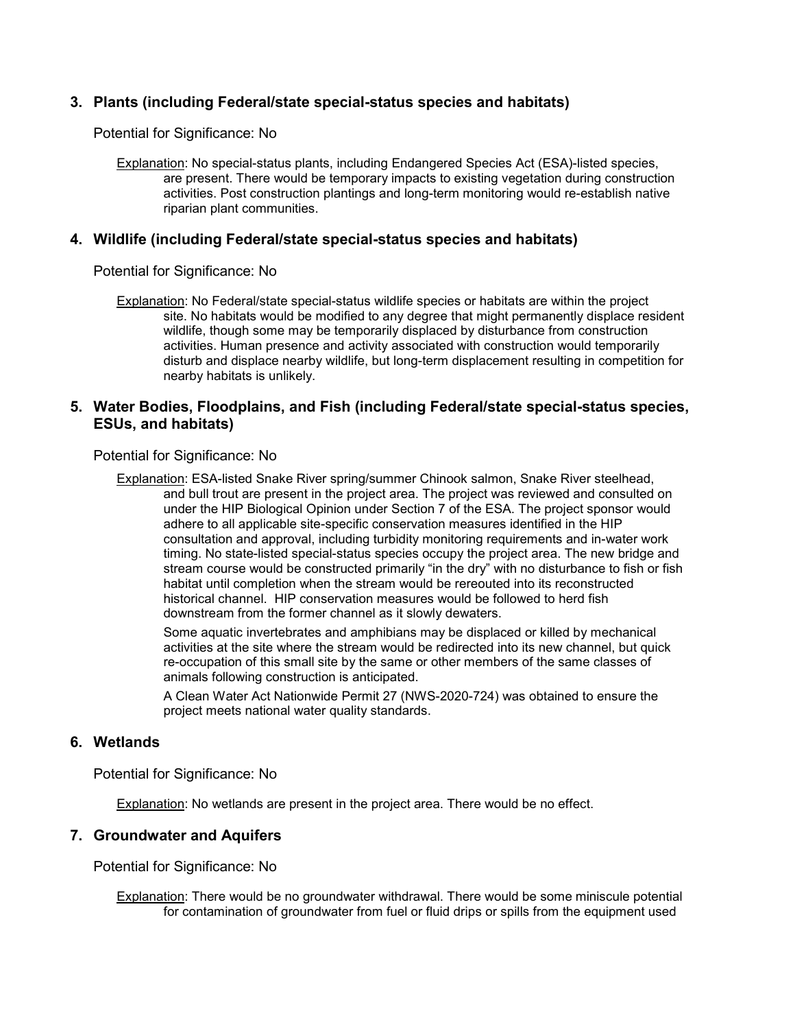## 3. Plants (including Federal/state special-status species and habitats)

Potential for Significance: No

Explanation: No special-status plants, including Endangered Species Act (ESA)-listed species, are present. There would be temporary impacts to existing vegetation during construction activities. Post construction plantings and long-term monitoring would re-establish native riparian plant communities.

## 4. Wildlife (including Federal/state special-status species and habitats)

Potential for Significance: No

Explanation: No Federal/state special-status wildlife species or habitats are within the project site. No habitats would be modified to any degree that might permanently displace resident wildlife, though some may be temporarily displaced by disturbance from construction activities. Human presence and activity associated with construction would temporarily disturb and displace nearby wildlife, but long-term displacement resulting in competition for nearby habitats is unlikely.

## 5. Water Bodies, Floodplains, and Fish (including Federal/state special-status species, ESUs, and habitats)

Potential for Significance: No

Explanation: ESA-listed Snake River spring/summer Chinook salmon, Snake River steelhead, and bull trout are present in the project area. The project was reviewed and consulted on under the HIP Biological Opinion under Section 7 of the ESA. The project sponsor would adhere to all applicable site-specific conservation measures identified in the HIP consultation and approval, including turbidity monitoring requirements and in-water work timing. No state-listed special-status species occupy the project area. The new bridge and stream course would be constructed primarily "in the dry" with no disturbance to fish or fish habitat until completion when the stream would be rereouted into its reconstructed historical channel. HIP conservation measures would be followed to herd fish downstream from the former channel as it slowly dewaters.

Some aquatic invertebrates and amphibians may be displaced or killed by mechanical activities at the site where the stream would be redirected into its new channel, but quick re-occupation of this small site by the same or other members of the same classes of animals following construction is anticipated.

A Clean Water Act Nationwide Permit 27 (NWS-2020-724) was obtained to ensure the project meets national water quality standards.

## 6. Wetlands

Potential for Significance: No

Explanation: No wetlands are present in the project area. There would be no effect.

## 7. Groundwater and Aquifers

Potential for Significance: No

Explanation: There would be no groundwater withdrawal. There would be some miniscule potential for contamination of groundwater from fuel or fluid drips or spills from the equipment used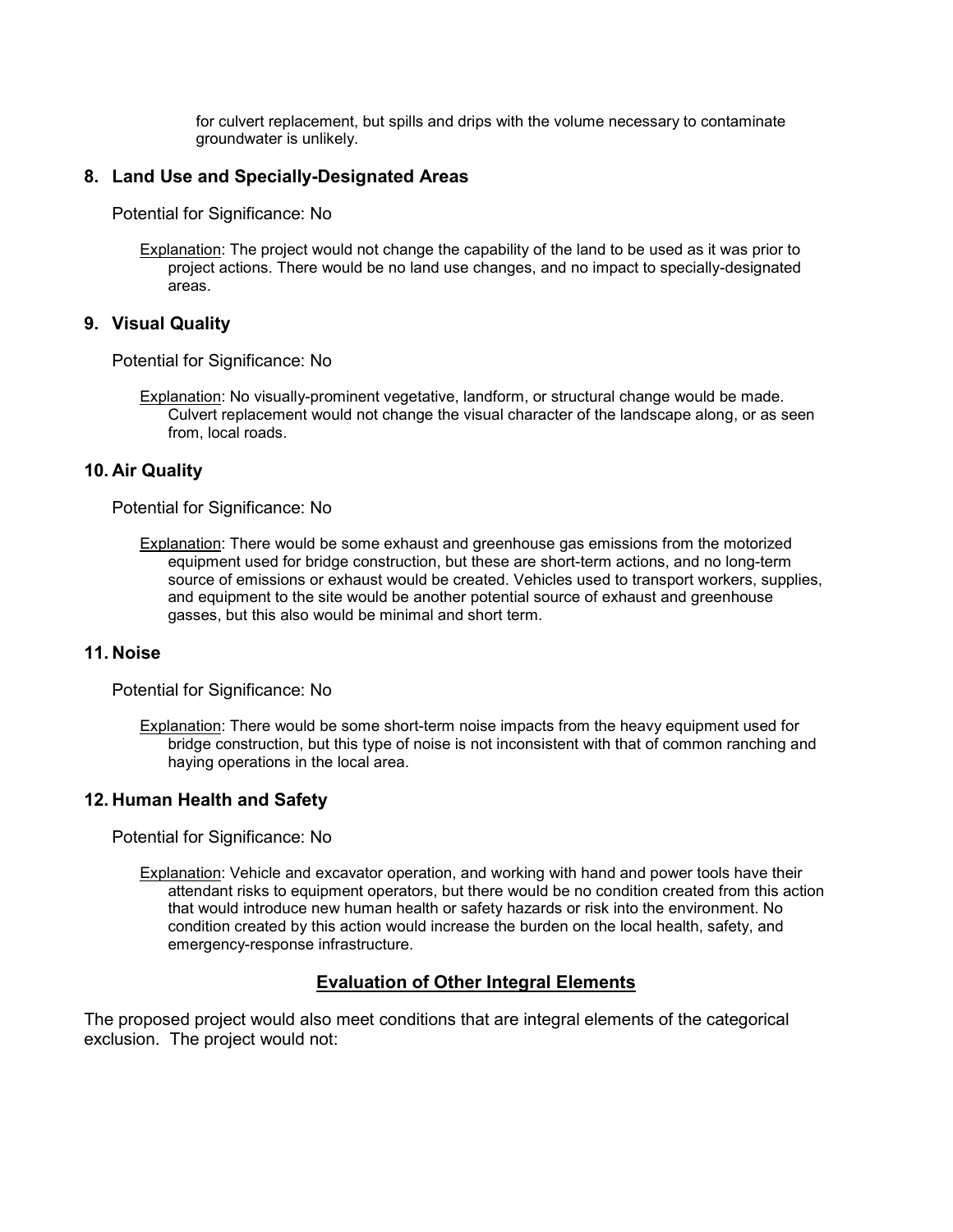for culvert replacement, but spills and drips with the volume necessary to contaminate groundwater is unlikely.

## 8. Land Use and Specially-Designated Areas

Potential for Significance: No

Explanation: The project would not change the capability of the land to be used as it was prior to project actions. There would be no land use changes, and no impact to specially-designated areas.

## 9. Visual Quality

Potential for Significance: No

Explanation: No visually-prominent vegetative, landform, or structural change would be made. Culvert replacement would not change the visual character of the landscape along, or as seen from, local roads.

## 10. Air Quality

Potential for Significance: No

Explanation: There would be some exhaust and greenhouse gas emissions from the motorized equipment used for bridge construction, but these are short-term actions, and no long-term source of emissions or exhaust would be created. Vehicles used to transport workers, supplies, and equipment to the site would be another potential source of exhaust and greenhouse gasses, but this also would be minimal and short term.

## 11. Noise

Potential for Significance: No

Explanation: There would be some short-term noise impacts from the heavy equipment used for bridge construction, but this type of noise is not inconsistent with that of common ranching and haying operations in the local area.

## 12. Human Health and Safety

Potential for Significance: No

Explanation: Vehicle and excavator operation, and working with hand and power tools have their attendant risks to equipment operators, but there would be no condition created from this action that would introduce new human health or safety hazards or risk into the environment. No condition created by this action would increase the burden on the local health, safety, and emergency-response infrastructure.

## Evaluation of Other Integral Elements

The proposed project would also meet conditions that are integral elements of the categorical exclusion. The project would not: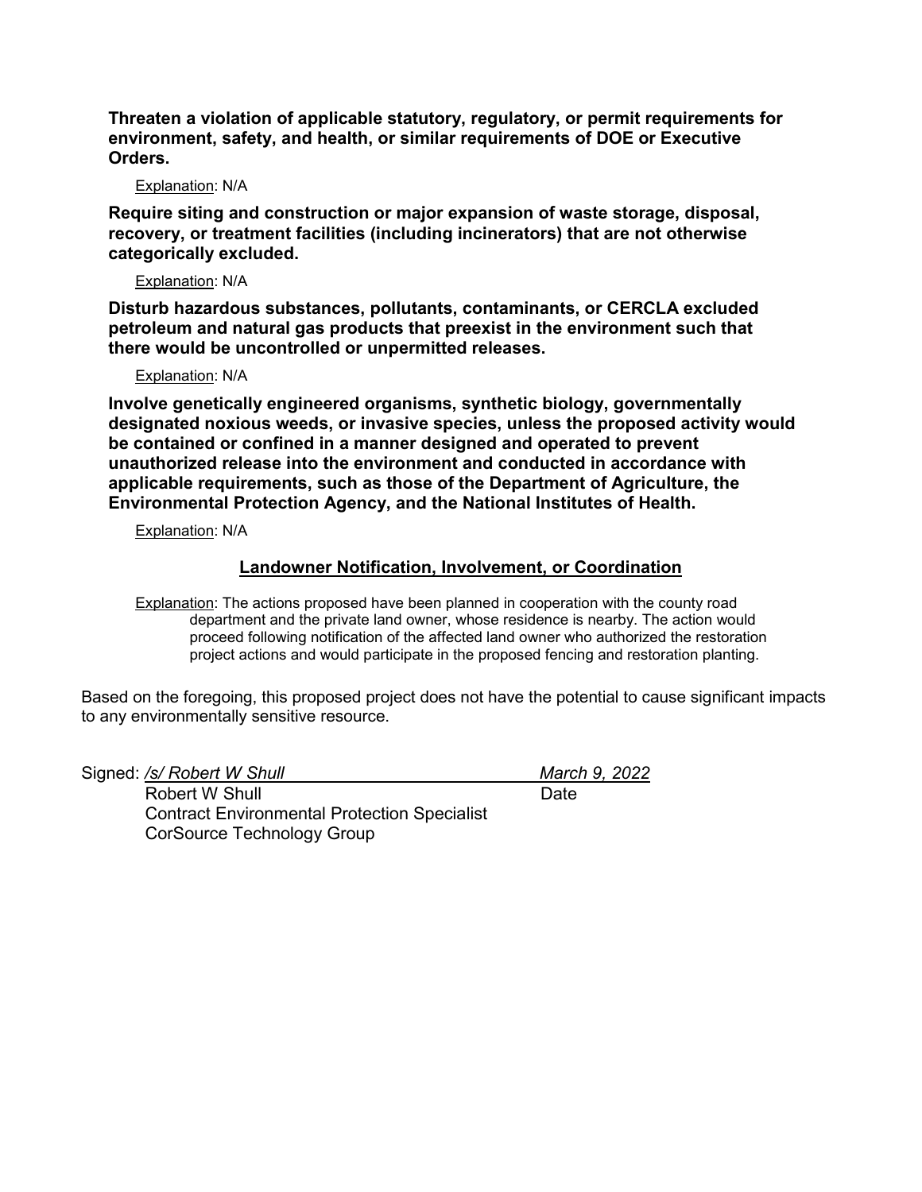**Threaten a violation of applicable statutory, regulatory, or permit requirements for environment, safety, and health, or similar requirements of DOE or Executive Orders.**

Explanation: N/A

**Require siting and construction or major expansion of waste storage, disposal, recovery, or treatment facilities (including incinerators) that are not otherwise categorically excluded.**

Explanation: N/A

**Disturb hazardous substances, pollutants, contaminants, or CERCLA excluded petroleum and natural gas products that preexist in the environment such that there would be uncontrolled or unpermitted releases.**

Explanation: N/A

**Involve genetically engineered organisms, synthetic biology, governmentally designated noxious weeds, or invasive species, unless the proposed activity would be contained or confined in a manner designed and operated to prevent unauthorized release into the environment and conducted in accordance with applicable requirements, such as those of the Department of Agriculture, the Environmental Protection Agency, and the National Institutes of Health.**

Explanation: N/A

## Landowner Notification, Involvement, or Coordination

Explanation: The actions proposed have been planned in cooperation with the county road department and the private land owner, whose residence is nearby. The action would proceed following notification of the affected land owner who authorized the restoration project actions and would participate in the proposed fencing and restoration planting.

Based on the foregoing, this proposed project does not have the potential to cause significant impacts to any environmentally sensitive resource.

Signed: */s/ Robert W Shull* *March 9, 2022*
Robert W Shull Date
Contract Environmental Protection Specialist
CorSource Technology Group